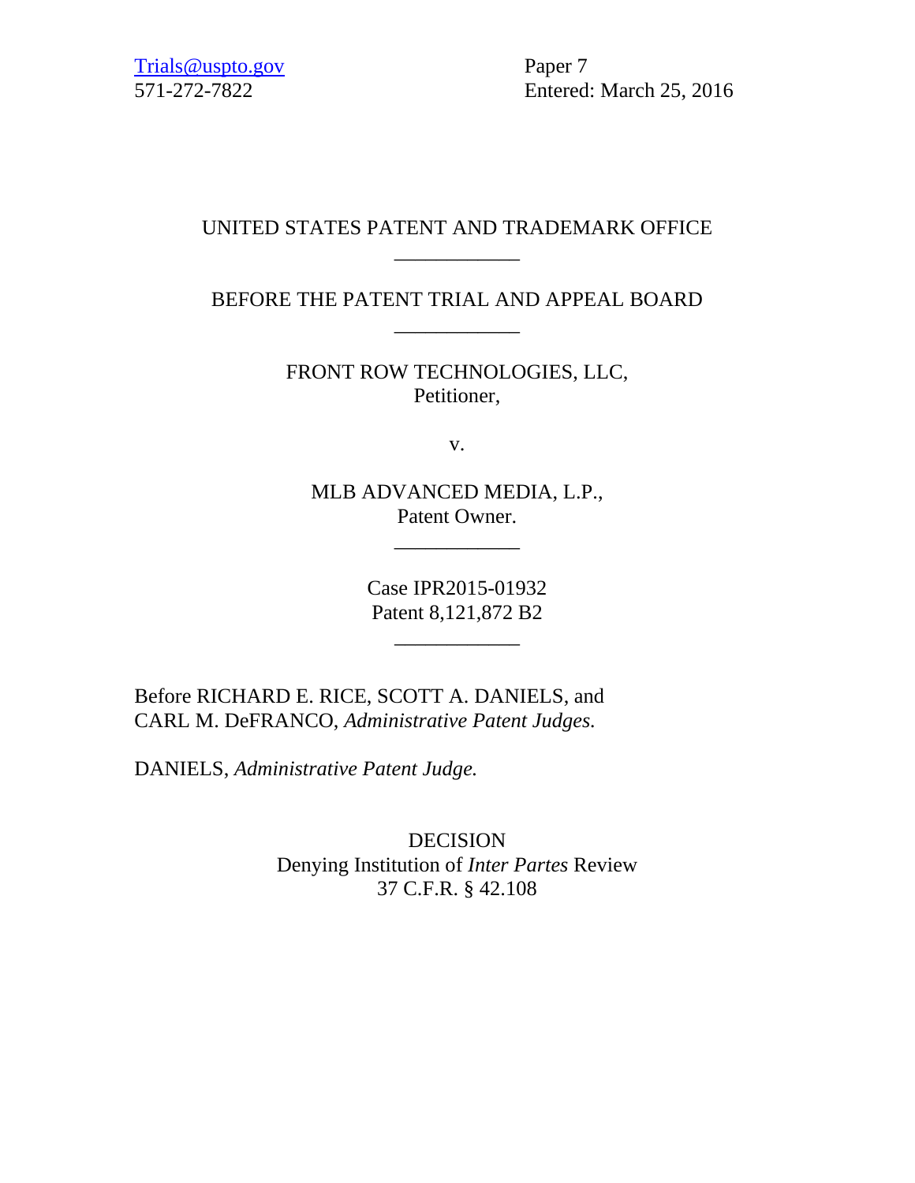Trials@uspto.gov
571-272-7822

Paper 7
Entered: March 25, 2016

UNITED STATES PATENT AND TRADEMARK OFFICE

____________

BEFORE THE PATENT TRIAL AND APPEAL BOARD

____________

FRONT ROW TECHNOLOGIES, LLC,
Petitioner,

v.

MLB ADVANCED MEDIA, L.P.,
Patent Owner.

____________

Case IPR2015-01932
Patent 8,121,872 B2

____________

Before RICHARD E. RICE, SCOTT A. DANIELS, and CARL M. DeFRANCO, *Administrative Patent Judges.*

DANIELS, *Administrative Patent Judge.*

DECISION
Denying Institution of *Inter Partes* Review
37 C.F.R. § 42.108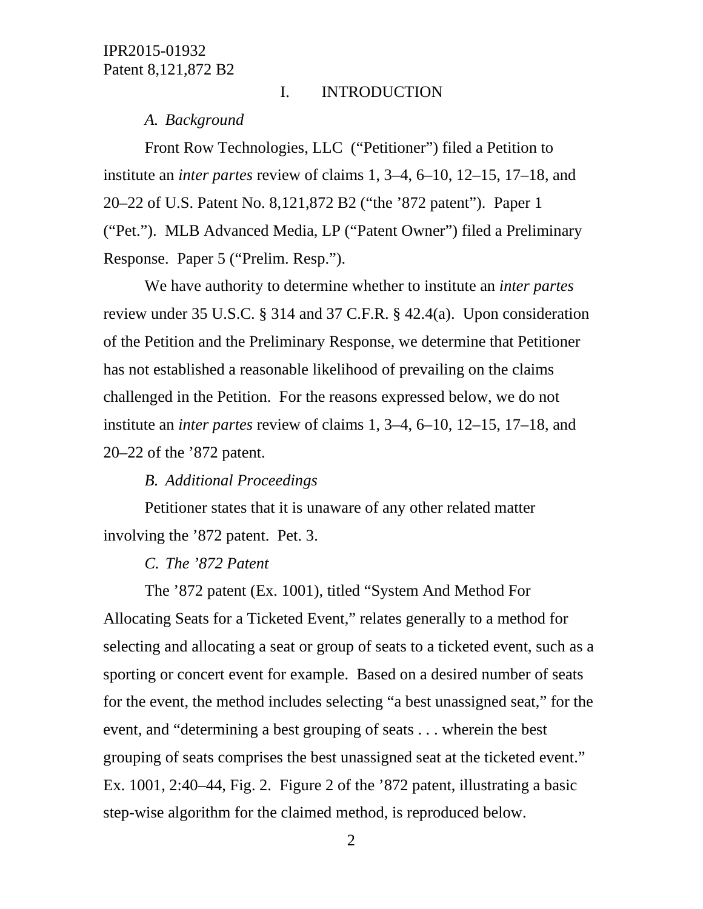## I. INTRODUCTION

### *A. Background*

Front Row Technologies, LLC ("Petitioner") filed a Petition to institute an *inter partes* review of claims 1, 3–4, 6–10, 12–15, 17–18, and 20–22 of U.S. Patent No. 8,121,872 B2 ("the '872 patent"). Paper 1 ("Pet."). MLB Advanced Media, LP ("Patent Owner") filed a Preliminary Response. Paper 5 ("Prelim. Resp.").

We have authority to determine whether to institute an *inter partes* review under 35 U.S.C. § 314 and 37 C.F.R. § 42.4(a). Upon consideration of the Petition and the Preliminary Response, we determine that Petitioner has not established a reasonable likelihood of prevailing on the claims challenged in the Petition. For the reasons expressed below, we do not institute an *inter partes* review of claims 1, 3–4, 6–10, 12–15, 17–18, and 20–22 of the '872 patent.

### *B. Additional Proceedings*

Petitioner states that it is unaware of any other related matter involving the '872 patent. Pet. 3.

### *C. The '872 Patent*

The '872 patent (Ex. 1001), titled "System And Method For Allocating Seats for a Ticketed Event," relates generally to a method for selecting and allocating a seat or group of seats to a ticketed event, such as a sporting or concert event for example. Based on a desired number of seats for the event, the method includes selecting "a best unassigned seat," for the event, and "determining a best grouping of seats . . . wherein the best grouping of seats comprises the best unassigned seat at the ticketed event." Ex. 1001, 2:40–44, Fig. 2. Figure 2 of the '872 patent, illustrating a basic step-wise algorithm for the claimed method, is reproduced below.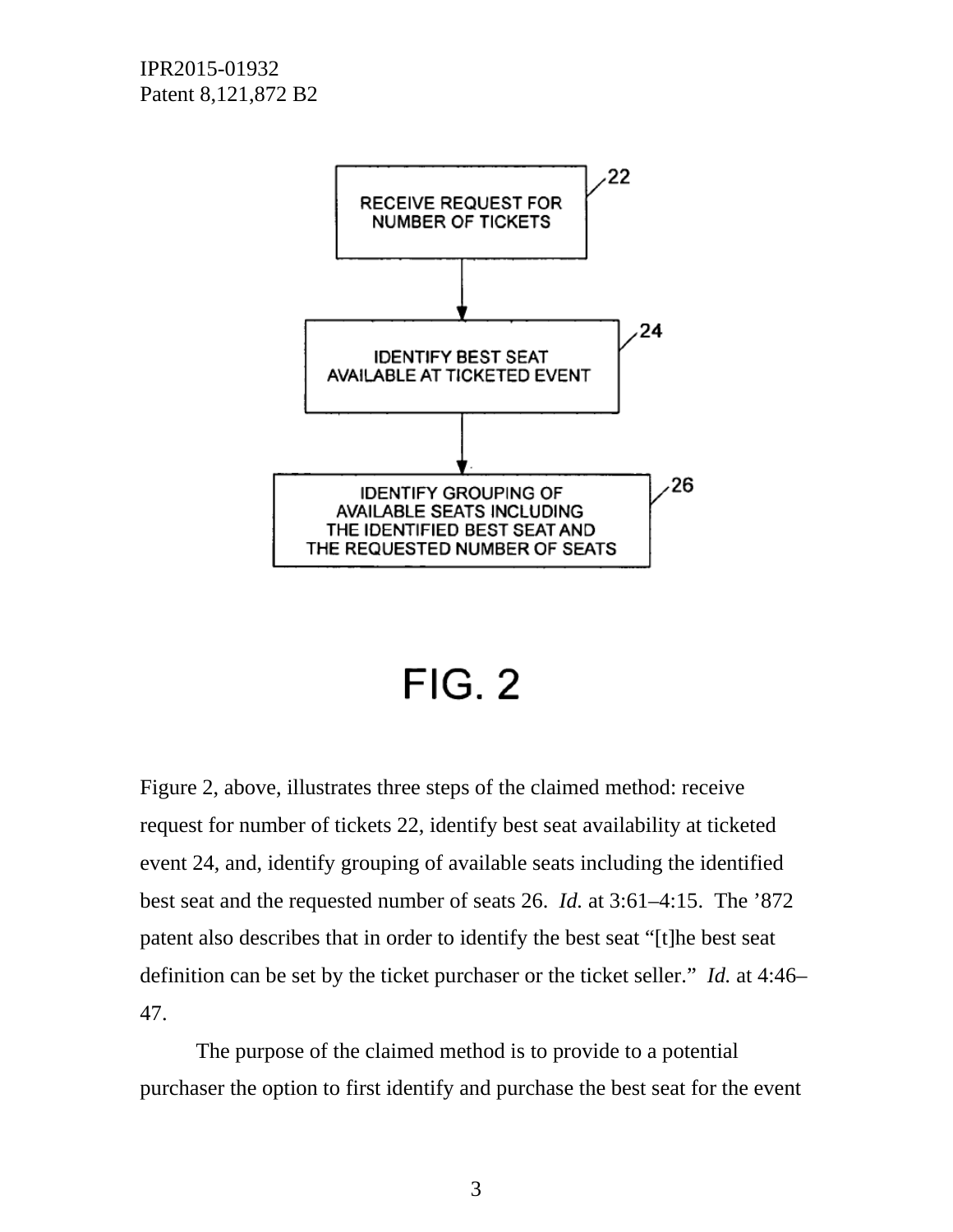RECEIVE REQUEST FOR NUMBER OF TICKETS — 22

IDENTIFY BEST SEAT AVAILABLE AT TICKETED EVENT — 24

IDENTIFY GROUPING OF AVAILABLE SEATS INCLUDING THE IDENTIFIED BEST SEAT AND THE REQUESTED NUMBER OF SEATS — 26

FIG. 2

Figure 2, above, illustrates three steps of the claimed method: receive request for number of tickets 22, identify best seat availability at ticketed event 24, and, identify grouping of available seats including the identified best seat and the requested number of seats 26. *Id.* at 3:61–4:15. The ’872 patent also describes that in order to identify the best seat “[t]he best seat definition can be set by the ticket purchaser or the ticket seller.” *Id.* at 4:46–47.

The purpose of the claimed method is to provide to a potential purchaser the option to first identify and purchase the best seat for the event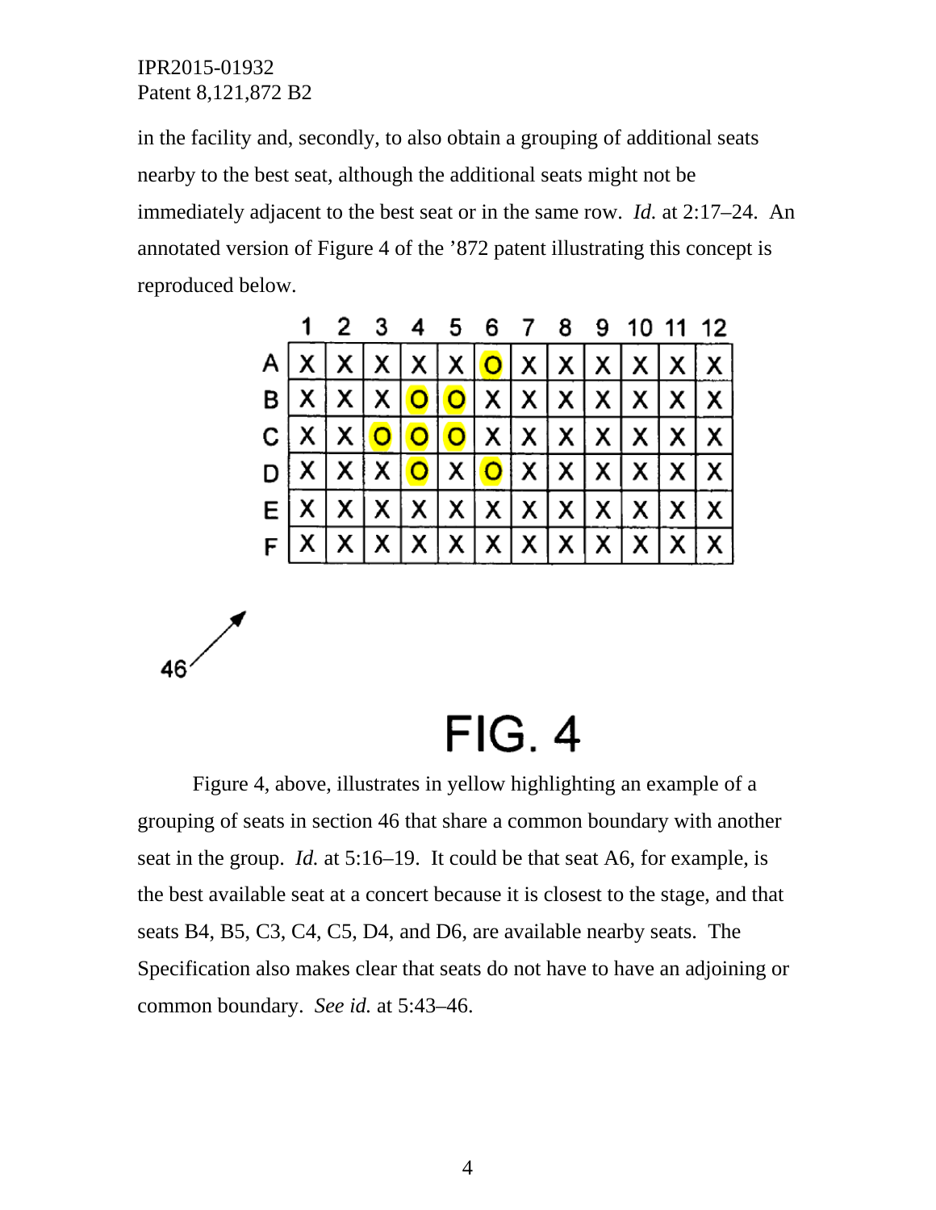in the facility and, secondly, to also obtain a grouping of additional seats nearby to the best seat, although the additional seats might not be immediately adjacent to the best seat or in the same row. *Id.* at 2:17–24. An annotated version of Figure 4 of the '872 patent illustrating this concept is reproduced below.

| | 1 | 2 | 3 | 4 | 5 | 6 | 7 | 8 | 9 | 10 | 11 | 12 |
|---|---|---|---|---|---|---|---|---|---|---|---|---|
| A | X | X | X | X | X | O | X | X | X | X | X | X |
| B | X | X | X | O | O | X | X | X | X | X | X | X |
| C | X | X | O | O | O | X | X | X | X | X | X | X |
| D | X | X | X | O | X | O | X | X | X | X | X | X |
| E | X | X | X | X | X | X | X | X | X | X | X | X |
| F | X | X | X | X | X | X | X | X | X | X | X | X |

46

FIG. 4

Figure 4, above, illustrates in yellow highlighting an example of a grouping of seats in section 46 that share a common boundary with another seat in the group. *Id.* at 5:16–19. It could be that seat A6, for example, is the best available seat at a concert because it is closest to the stage, and that seats B4, B5, C3, C4, C5, D4, and D6, are available nearby seats. The Specification also makes clear that seats do not have to have an adjoining or common boundary. *See id.* at 5:43–46.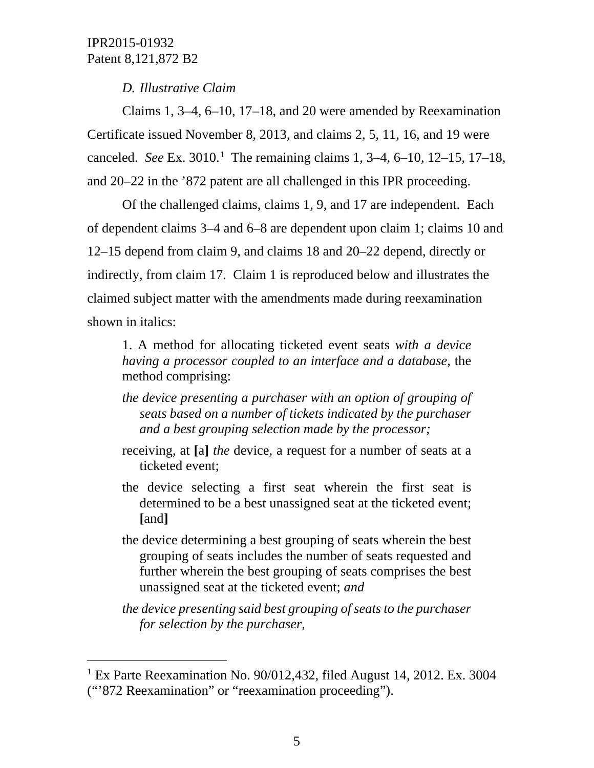*D. Illustrative Claim*

Claims 1, 3–4, 6–10, 17–18, and 20 were amended by Reexamination Certificate issued November 8, 2013, and claims 2, 5, 11, 16, and 19 were canceled. *See* Ex. 3010.[1] The remaining claims 1, 3–4, 6–10, 12–15, 17–18, and 20–22 in the '872 patent are all challenged in this IPR proceeding.

Of the challenged claims, claims 1, 9, and 17 are independent. Each of dependent claims 3–4 and 6–8 are dependent upon claim 1; claims 10 and 12–15 depend from claim 9, and claims 18 and 20–22 depend, directly or indirectly, from claim 17. Claim 1 is reproduced below and illustrates the claimed subject matter with the amendments made during reexamination shown in italics:

> 1. A method for allocating ticketed event seats *with a device having a processor coupled to an interface and a database,* the method comprising:
>
> *the device presenting a purchaser with an option of grouping of seats based on a number of tickets indicated by the purchaser and a best grouping selection made by the processor;*
>
> receiving, at **[**a**]** *the* device, a request for a number of seats at a ticketed event;
>
> the device selecting a first seat wherein the first seat is determined to be a best unassigned seat at the ticketed event; **[**and**]**
>
> the device determining a best grouping of seats wherein the best grouping of seats includes the number of seats requested and further wherein the best grouping of seats comprises the best unassigned seat at the ticketed event; *and*
>
> *the device presenting said best grouping of seats to the purchaser for selection by the purchaser,*

---

[1] Ex Parte Reexamination No. 90/012,432, filed August 14, 2012. Ex. 3004 ("'872 Reexamination" or "reexamination proceeding").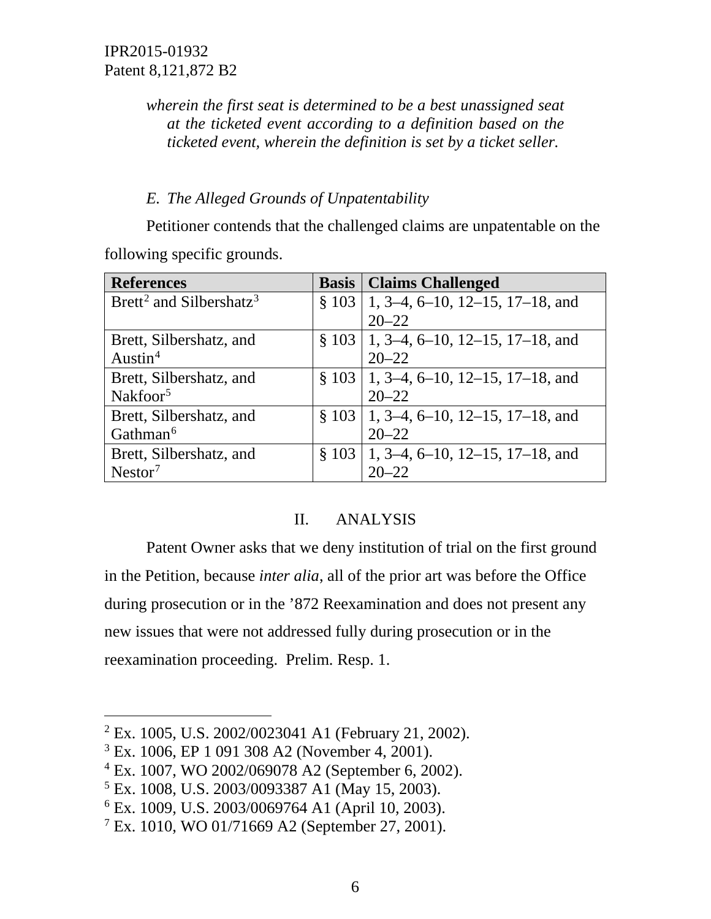*wherein the first seat is determined to be a best unassigned seat at the ticketed event according to a definition based on the ticketed event, wherein the definition is set by a ticket seller.*

### *E. The Alleged Grounds of Unpatentability*

Petitioner contends that the challenged claims are unpatentable on the following specific grounds.

| References | Basis | Claims Challenged |
|---|---|---|
| Brett[2] and Silbershatz[3] | § 103 | 1, 3–4, 6–10, 12–15, 17–18, and 20–22 |
| Brett, Silbershatz, and Austin[4] | § 103 | 1, 3–4, 6–10, 12–15, 17–18, and 20–22 |
| Brett, Silbershatz, and Nakfoor[5] | § 103 | 1, 3–4, 6–10, 12–15, 17–18, and 20–22 |
| Brett, Silbershatz, and Gathman[6] | § 103 | 1, 3–4, 6–10, 12–15, 17–18, and 20–22 |
| Brett, Silbershatz, and Nestor[7] | § 103 | 1, 3–4, 6–10, 12–15, 17–18, and 20–22 |

## II. ANALYSIS

Patent Owner asks that we deny institution of trial on the first ground in the Petition, because *inter alia,* all of the prior art was before the Office during prosecution or in the '872 Reexamination and does not present any new issues that were not addressed fully during prosecution or in the reexamination proceeding. Prelim. Resp. 1.

---

[2] Ex. 1005, U.S. 2002/0023041 A1 (February 21, 2002).
[3] Ex. 1006, EP 1 091 308 A2 (November 4, 2001).
[4] Ex. 1007, WO 2002/069078 A2 (September 6, 2002).
[5] Ex. 1008, U.S. 2003/0093387 A1 (May 15, 2003).
[6] Ex. 1009, U.S. 2003/0069764 A1 (April 10, 2003).
[7] Ex. 1010, WO 01/71669 A2 (September 27, 2001).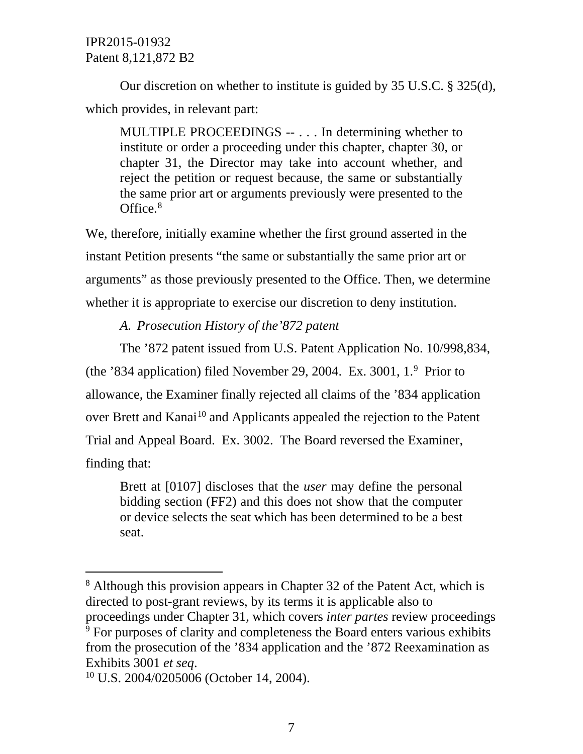Our discretion on whether to institute is guided by 35 U.S.C. § 325(d), which provides, in relevant part:

> MULTIPLE PROCEEDINGS -- . . . In determining whether to institute or order a proceeding under this chapter, chapter 30, or chapter 31, the Director may take into account whether, and reject the petition or request because, the same or substantially the same prior art or arguments previously were presented to the Office.[8]

We, therefore, initially examine whether the first ground asserted in the instant Petition presents "the same or substantially the same prior art or arguments" as those previously presented to the Office. Then, we determine whether it is appropriate to exercise our discretion to deny institution.

*A. Prosecution History of the'872 patent*

The '872 patent issued from U.S. Patent Application No. 10/998,834, (the '834 application) filed November 29, 2004. Ex. 3001, 1.[9] Prior to allowance, the Examiner finally rejected all claims of the '834 application over Brett and Kanai[10] and Applicants appealed the rejection to the Patent Trial and Appeal Board. Ex. 3002. The Board reversed the Examiner, finding that:

> Brett at [0107] discloses that the *user* may define the personal bidding section (FF2) and this does not show that the computer or device selects the seat which has been determined to be a best seat.

---

[8] Although this provision appears in Chapter 32 of the Patent Act, which is directed to post-grant reviews, by its terms it is applicable also to proceedings under Chapter 31, which covers *inter partes* review proceedings

[9] For purposes of clarity and completeness the Board enters various exhibits from the prosecution of the '834 application and the '872 Reexamination as Exhibits 3001 *et seq*.

[10] U.S. 2004/0205006 (October 14, 2004).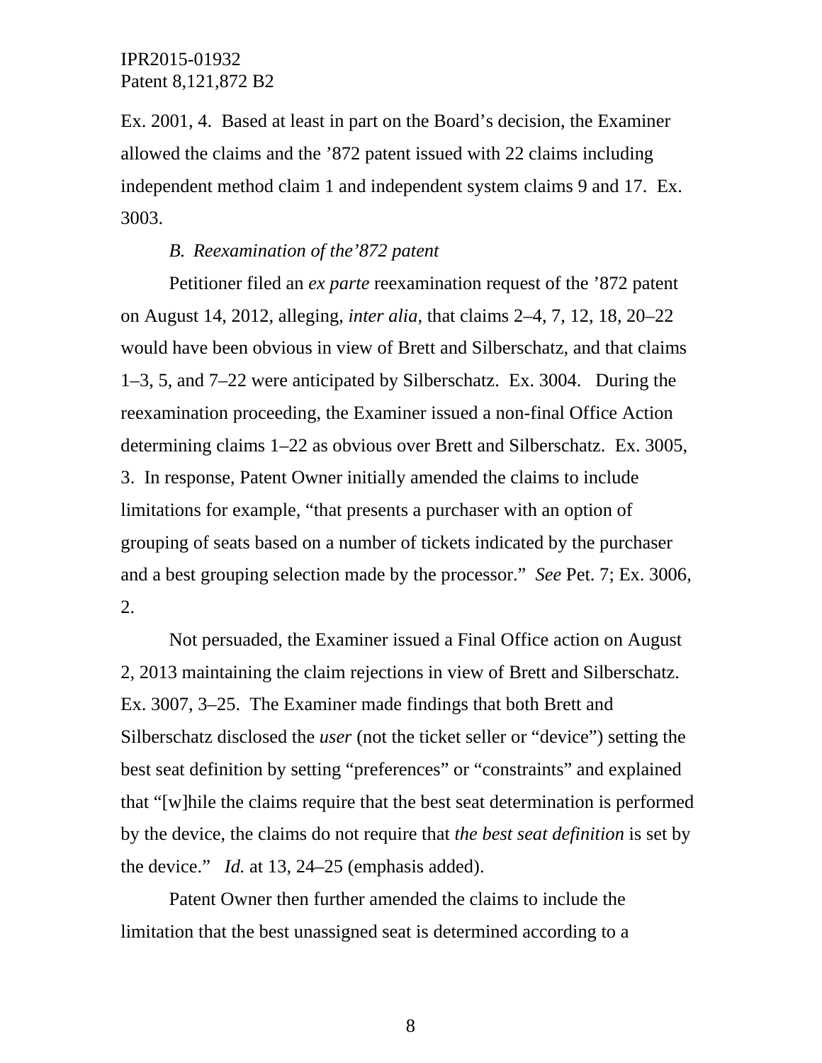Ex. 2001, 4. Based at least in part on the Board's decision, the Examiner allowed the claims and the '872 patent issued with 22 claims including independent method claim 1 and independent system claims 9 and 17. Ex. 3003.

*B. Reexamination of the'872 patent*

Petitioner filed an *ex parte* reexamination request of the '872 patent on August 14, 2012, alleging, *inter alia,* that claims 2–4, 7, 12, 18, 20–22 would have been obvious in view of Brett and Silberschatz, and that claims 1–3, 5, and 7–22 were anticipated by Silberschatz. Ex. 3004. During the reexamination proceeding, the Examiner issued a non-final Office Action determining claims 1–22 as obvious over Brett and Silberschatz. Ex. 3005, 3. In response, Patent Owner initially amended the claims to include limitations for example, "that presents a purchaser with an option of grouping of seats based on a number of tickets indicated by the purchaser and a best grouping selection made by the processor." *See* Pet. 7; Ex. 3006, 2.

Not persuaded, the Examiner issued a Final Office action on August 2, 2013 maintaining the claim rejections in view of Brett and Silberschatz. Ex. 3007, 3–25. The Examiner made findings that both Brett and Silberschatz disclosed the *user* (not the ticket seller or "device") setting the best seat definition by setting "preferences" or "constraints" and explained that "[w]hile the claims require that the best seat determination is performed by the device, the claims do not require that *the best seat definition* is set by the device." *Id.* at 13, 24–25 (emphasis added).

Patent Owner then further amended the claims to include the limitation that the best unassigned seat is determined according to a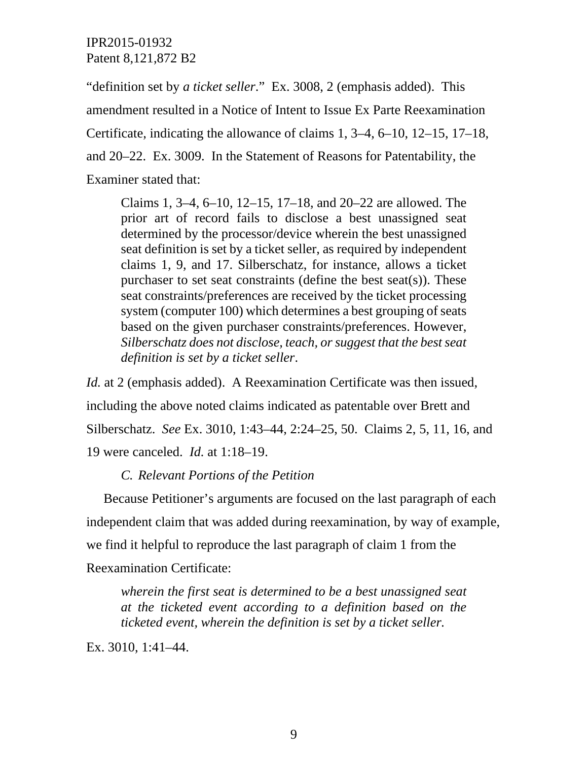"definition set by *a ticket seller*." Ex. 3008, 2 (emphasis added). This amendment resulted in a Notice of Intent to Issue Ex Parte Reexamination Certificate, indicating the allowance of claims 1, 3–4, 6–10, 12–15, 17–18, and 20–22. Ex. 3009. In the Statement of Reasons for Patentability, the Examiner stated that:

> Claims 1, 3–4, 6–10, 12–15, 17–18, and 20–22 are allowed. The prior art of record fails to disclose a best unassigned seat determined by the processor/device wherein the best unassigned seat definition is set by a ticket seller, as required by independent claims 1, 9, and 17. Silberschatz, for instance, allows a ticket purchaser to set seat constraints (define the best seat(s)). These seat constraints/preferences are received by the ticket processing system (computer 100) which determines a best grouping of seats based on the given purchaser constraints/preferences. However, *Silberschatz does not disclose, teach, or suggest that the best seat definition is set by a ticket seller*.

*Id.* at 2 (emphasis added). A Reexamination Certificate was then issued, including the above noted claims indicated as patentable over Brett and Silberschatz. *See* Ex. 3010, 1:43–44, 2:24–25, 50. Claims 2, 5, 11, 16, and 19 were canceled. *Id.* at 1:18–19.

### *C. Relevant Portions of the Petition*

Because Petitioner's arguments are focused on the last paragraph of each independent claim that was added during reexamination, by way of example, we find it helpful to reproduce the last paragraph of claim 1 from the Reexamination Certificate:

> *wherein the first seat is determined to be a best unassigned seat at the ticketed event according to a definition based on the ticketed event, wherein the definition is set by a ticket seller.*

Ex. 3010, 1:41–44.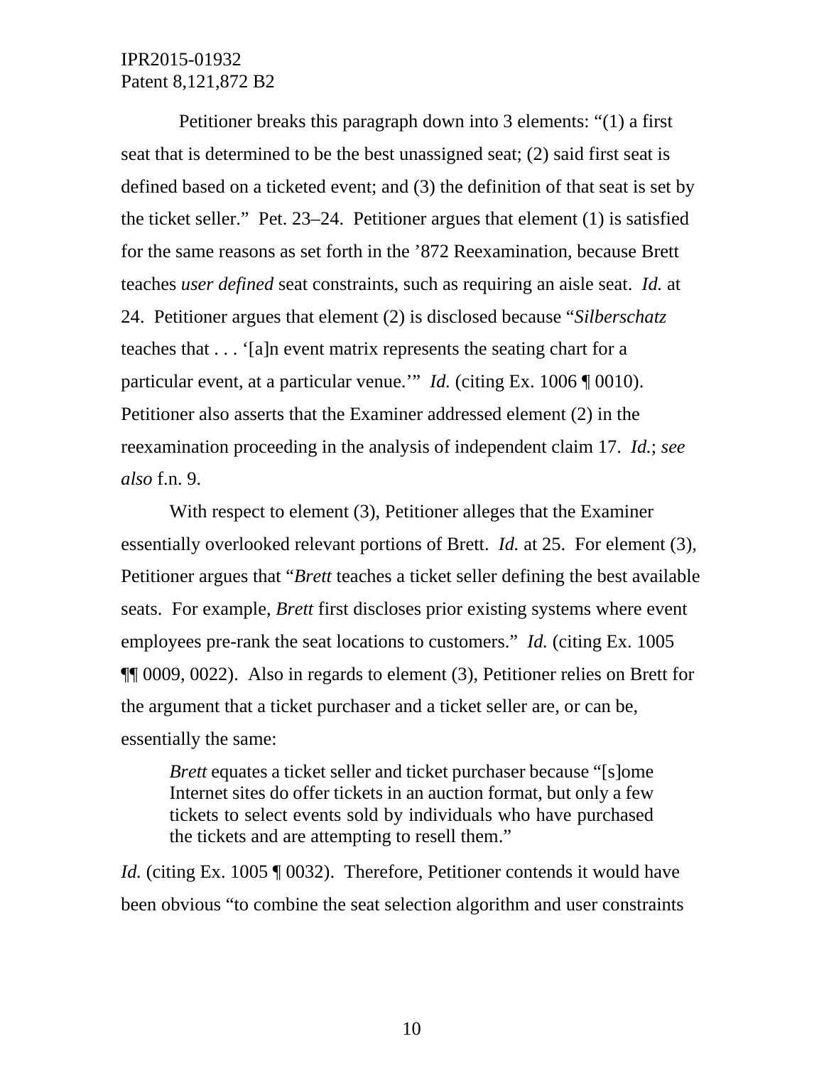Petitioner breaks this paragraph down into 3 elements: "(1) a first seat that is determined to be the best unassigned seat; (2) said first seat is defined based on a ticketed event; and (3) the definition of that seat is set by the ticket seller." Pet. 23–24. Petitioner argues that element (1) is satisfied for the same reasons as set forth in the '872 Reexamination, because Brett teaches *user defined* seat constraints, such as requiring an aisle seat. *Id.* at 24. Petitioner argues that element (2) is disclosed because "*Silberschatz* teaches that . . . '[a]n event matrix represents the seating chart for a particular event, at a particular venue.'" *Id.* (citing Ex. 1006 ¶ 0010). Petitioner also asserts that the Examiner addressed element (2) in the reexamination proceeding in the analysis of independent claim 17. *Id.*; *see also* f.n. 9.

With respect to element (3), Petitioner alleges that the Examiner essentially overlooked relevant portions of Brett. *Id.* at 25. For element (3), Petitioner argues that "*Brett* teaches a ticket seller defining the best available seats. For example, *Brett* first discloses prior existing systems where event employees pre-rank the seat locations to customers." *Id.* (citing Ex. 1005 ¶¶ 0009, 0022). Also in regards to element (3), Petitioner relies on Brett for the argument that a ticket purchaser and a ticket seller are, or can be, essentially the same:

> *Brett* equates a ticket seller and ticket purchaser because "[s]ome Internet sites do offer tickets in an auction format, but only a few tickets to select events sold by individuals who have purchased the tickets and are attempting to resell them."

*Id.* (citing Ex. 1005 ¶ 0032). Therefore, Petitioner contends it would have been obvious "to combine the seat selection algorithm and user constraints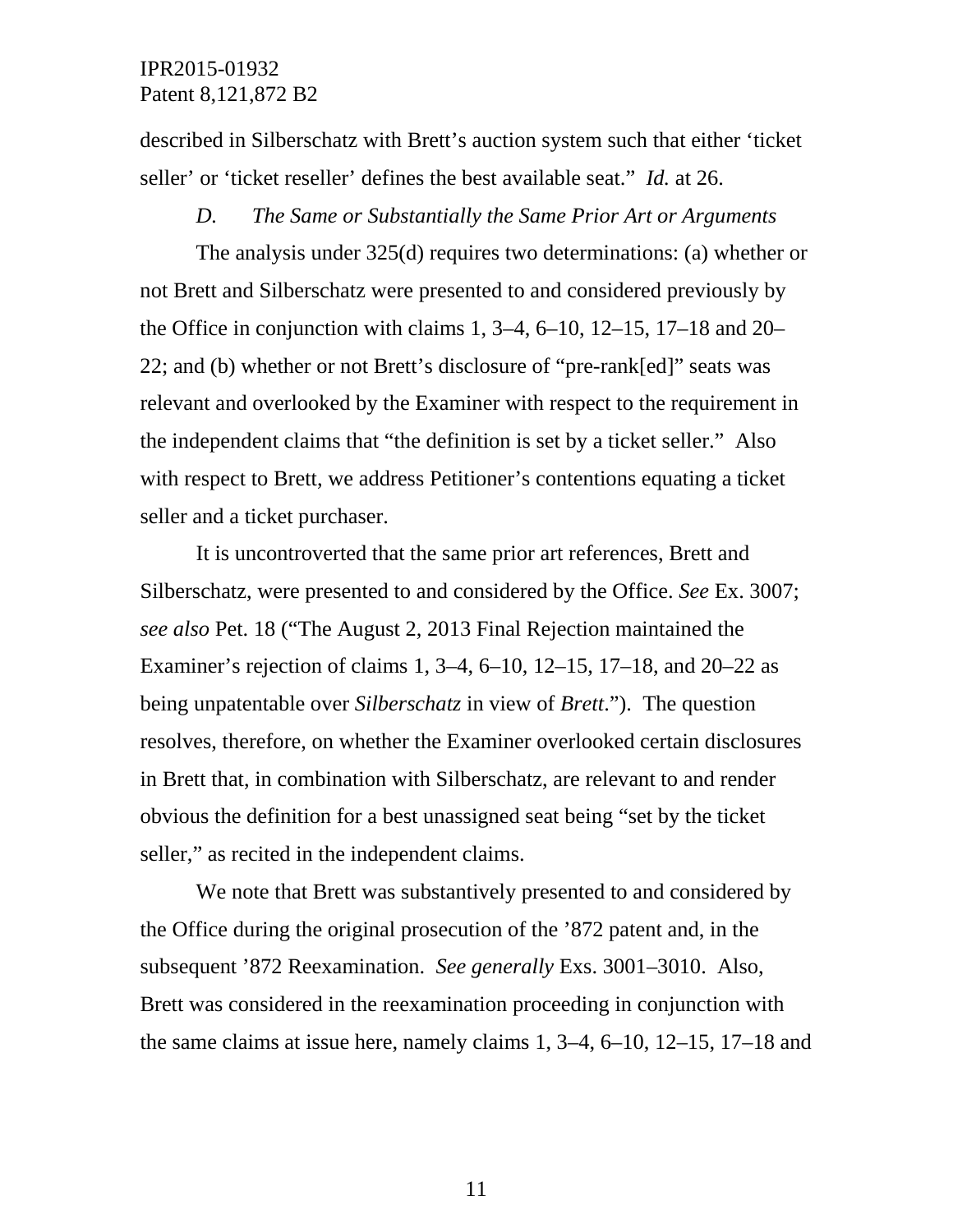described in Silberschatz with Brett's auction system such that either 'ticket seller' or 'ticket reseller' defines the best available seat." *Id.* at 26.

### *D. The Same or Substantially the Same Prior Art or Arguments*

The analysis under 325(d) requires two determinations: (a) whether or not Brett and Silberschatz were presented to and considered previously by the Office in conjunction with claims 1, 3–4, 6–10, 12–15, 17–18 and 20–22; and (b) whether or not Brett's disclosure of "pre-rank[ed]" seats was relevant and overlooked by the Examiner with respect to the requirement in the independent claims that "the definition is set by a ticket seller." Also with respect to Brett, we address Petitioner's contentions equating a ticket seller and a ticket purchaser.

It is uncontroverted that the same prior art references, Brett and Silberschatz, were presented to and considered by the Office. *See* Ex. 3007; *see also* Pet. 18 ("The August 2, 2013 Final Rejection maintained the Examiner's rejection of claims 1, 3–4, 6–10, 12–15, 17–18, and 20–22 as being unpatentable over *Silberschatz* in view of *Brett*."). The question resolves, therefore, on whether the Examiner overlooked certain disclosures in Brett that, in combination with Silberschatz, are relevant to and render obvious the definition for a best unassigned seat being "set by the ticket seller," as recited in the independent claims.

We note that Brett was substantively presented to and considered by the Office during the original prosecution of the '872 patent and, in the subsequent '872 Reexamination. *See generally* Exs. 3001–3010. Also, Brett was considered in the reexamination proceeding in conjunction with the same claims at issue here, namely claims 1, 3–4, 6–10, 12–15, 17–18 and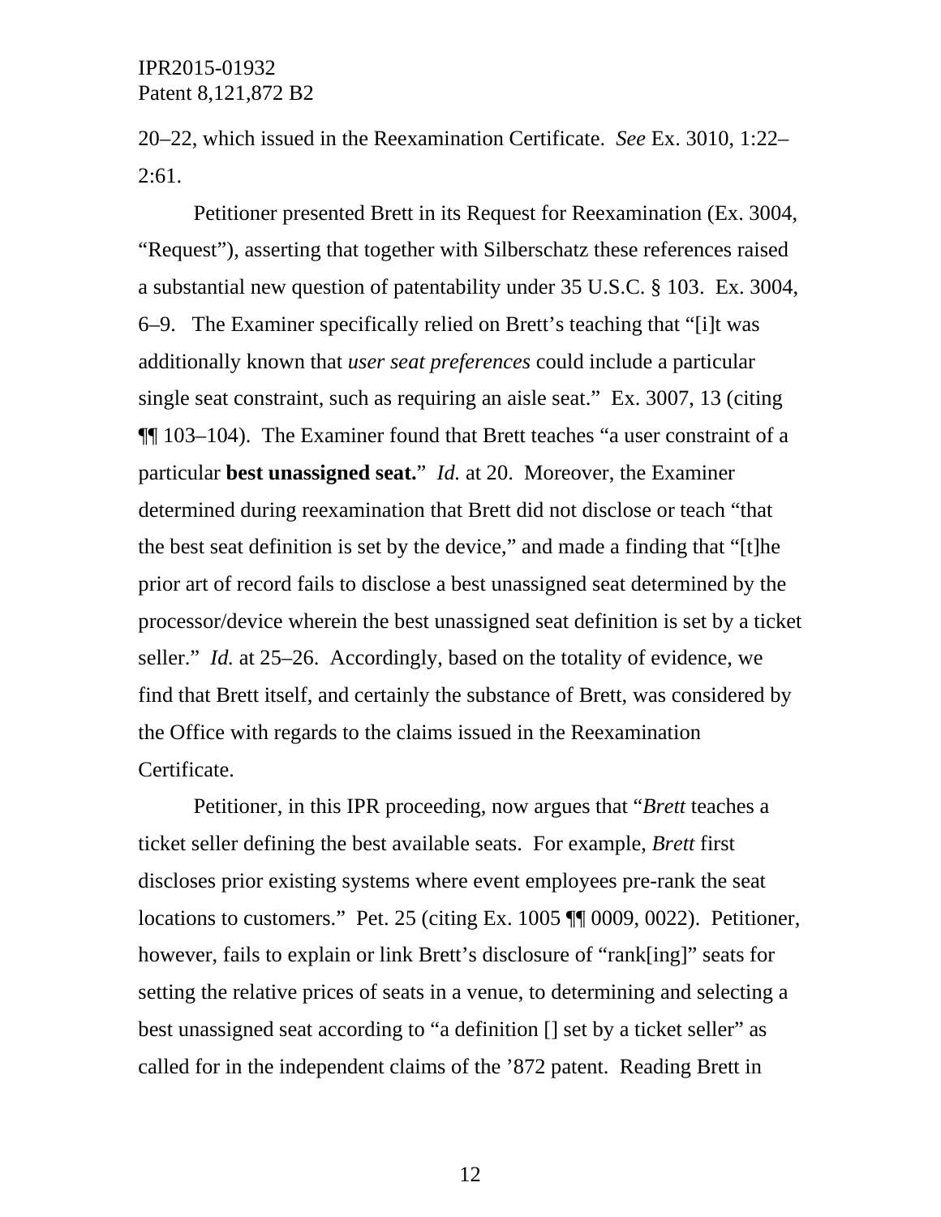20–22, which issued in the Reexamination Certificate. *See* Ex. 3010, 1:22–2:61.

Petitioner presented Brett in its Request for Reexamination (Ex. 3004, "Request"), asserting that together with Silberschatz these references raised a substantial new question of patentability under 35 U.S.C. § 103. Ex. 3004, 6–9. The Examiner specifically relied on Brett's teaching that "[i]t was additionally known that *user seat preferences* could include a particular single seat constraint, such as requiring an aisle seat." Ex. 3007, 13 (citing ¶¶ 103–104). The Examiner found that Brett teaches "a user constraint of a particular **best unassigned seat.**" *Id.* at 20. Moreover, the Examiner determined during reexamination that Brett did not disclose or teach "that the best seat definition is set by the device," and made a finding that "[t]he prior art of record fails to disclose a best unassigned seat determined by the processor/device wherein the best unassigned seat definition is set by a ticket seller." *Id.* at 25–26. Accordingly, based on the totality of evidence, we find that Brett itself, and certainly the substance of Brett, was considered by the Office with regards to the claims issued in the Reexamination Certificate.

Petitioner, in this IPR proceeding, now argues that "*Brett* teaches a ticket seller defining the best available seats. For example, *Brett* first discloses prior existing systems where event employees pre-rank the seat locations to customers." Pet. 25 (citing Ex. 1005 ¶¶ 0009, 0022). Petitioner, however, fails to explain or link Brett's disclosure of "rank[ing]" seats for setting the relative prices of seats in a venue, to determining and selecting a best unassigned seat according to "a definition [] set by a ticket seller" as called for in the independent claims of the '872 patent. Reading Brett in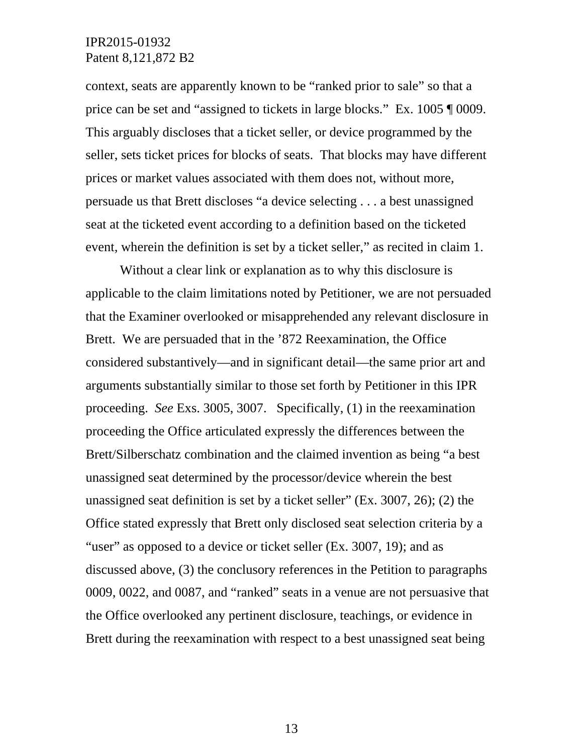context, seats are apparently known to be "ranked prior to sale" so that a price can be set and "assigned to tickets in large blocks." Ex. 1005 ¶ 0009. This arguably discloses that a ticket seller, or device programmed by the seller, sets ticket prices for blocks of seats. That blocks may have different prices or market values associated with them does not, without more, persuade us that Brett discloses "a device selecting . . . a best unassigned seat at the ticketed event according to a definition based on the ticketed event, wherein the definition is set by a ticket seller," as recited in claim 1.

Without a clear link or explanation as to why this disclosure is applicable to the claim limitations noted by Petitioner, we are not persuaded that the Examiner overlooked or misapprehended any relevant disclosure in Brett. We are persuaded that in the '872 Reexamination, the Office considered substantively—and in significant detail—the same prior art and arguments substantially similar to those set forth by Petitioner in this IPR proceeding. *See* Exs. 3005, 3007. Specifically, (1) in the reexamination proceeding the Office articulated expressly the differences between the Brett/Silberschatz combination and the claimed invention as being "a best unassigned seat determined by the processor/device wherein the best unassigned seat definition is set by a ticket seller" (Ex. 3007, 26); (2) the Office stated expressly that Brett only disclosed seat selection criteria by a "user" as opposed to a device or ticket seller (Ex. 3007, 19); and as discussed above, (3) the conclusory references in the Petition to paragraphs 0009, 0022, and 0087, and "ranked" seats in a venue are not persuasive that the Office overlooked any pertinent disclosure, teachings, or evidence in Brett during the reexamination with respect to a best unassigned seat being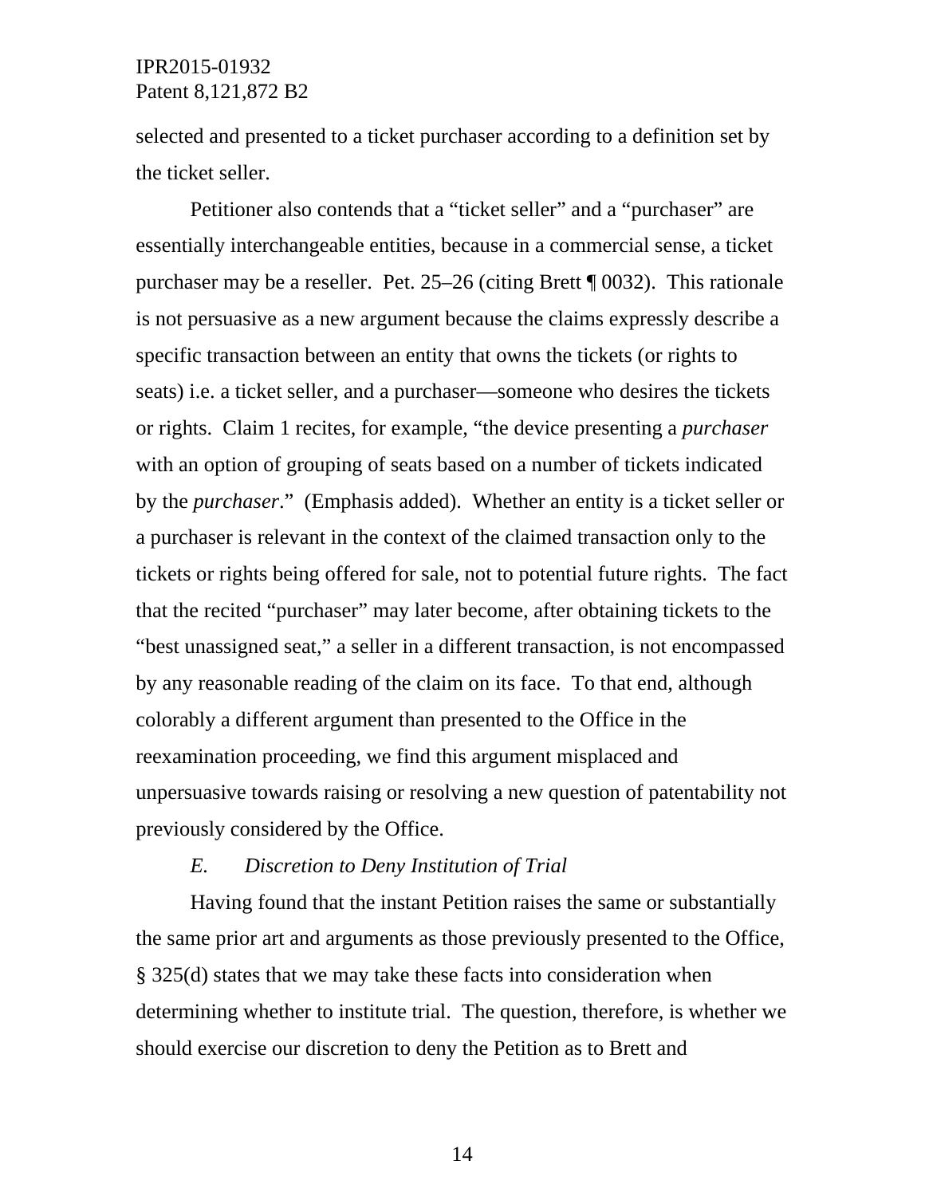selected and presented to a ticket purchaser according to a definition set by the ticket seller.

Petitioner also contends that a "ticket seller" and a "purchaser" are essentially interchangeable entities, because in a commercial sense, a ticket purchaser may be a reseller. Pet. 25–26 (citing Brett ¶ 0032). This rationale is not persuasive as a new argument because the claims expressly describe a specific transaction between an entity that owns the tickets (or rights to seats) i.e. a ticket seller, and a purchaser—someone who desires the tickets or rights. Claim 1 recites, for example, "the device presenting a *purchaser* with an option of grouping of seats based on a number of tickets indicated by the *purchaser*." (Emphasis added). Whether an entity is a ticket seller or a purchaser is relevant in the context of the claimed transaction only to the tickets or rights being offered for sale, not to potential future rights. The fact that the recited "purchaser" may later become, after obtaining tickets to the "best unassigned seat," a seller in a different transaction, is not encompassed by any reasonable reading of the claim on its face. To that end, although colorably a different argument than presented to the Office in the reexamination proceeding, we find this argument misplaced and unpersuasive towards raising or resolving a new question of patentability not previously considered by the Office.

### *E. Discretion to Deny Institution of Trial*

Having found that the instant Petition raises the same or substantially the same prior art and arguments as those previously presented to the Office, § 325(d) states that we may take these facts into consideration when determining whether to institute trial. The question, therefore, is whether we should exercise our discretion to deny the Petition as to Brett and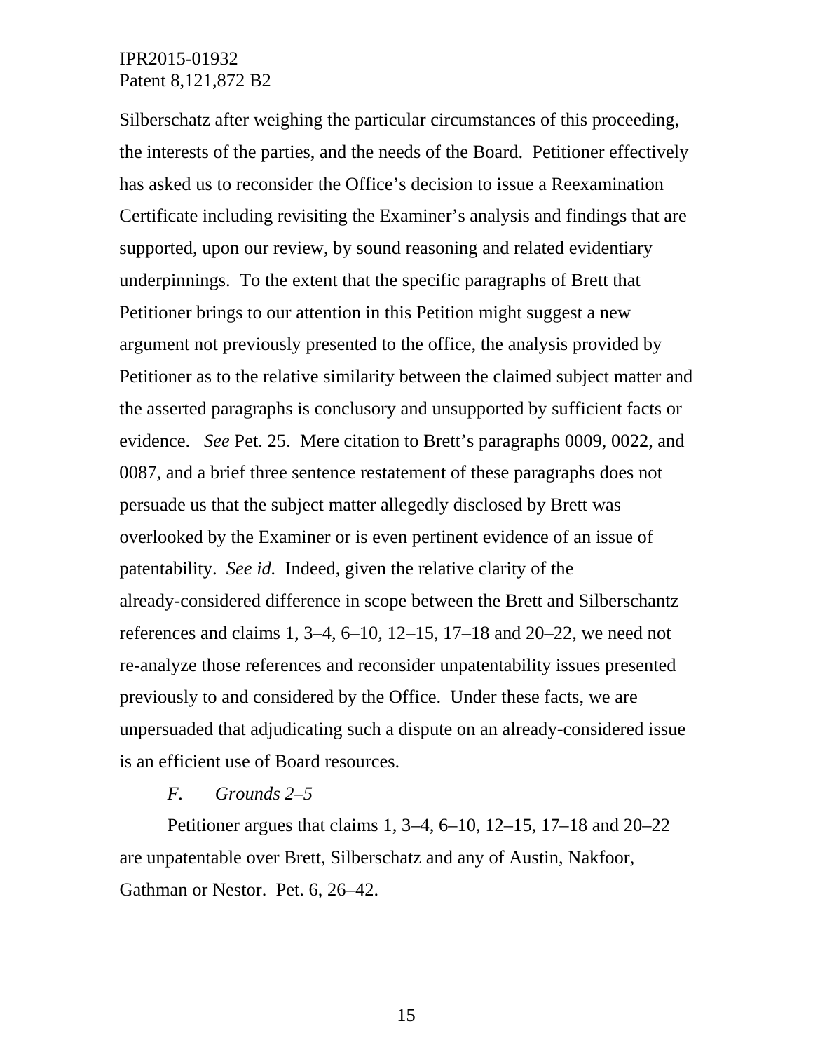Silberschatz after weighing the particular circumstances of this proceeding, the interests of the parties, and the needs of the Board. Petitioner effectively has asked us to reconsider the Office's decision to issue a Reexamination Certificate including revisiting the Examiner's analysis and findings that are supported, upon our review, by sound reasoning and related evidentiary underpinnings. To the extent that the specific paragraphs of Brett that Petitioner brings to our attention in this Petition might suggest a new argument not previously presented to the office, the analysis provided by Petitioner as to the relative similarity between the claimed subject matter and the asserted paragraphs is conclusory and unsupported by sufficient facts or evidence. *See* Pet. 25. Mere citation to Brett's paragraphs 0009, 0022, and 0087, and a brief three sentence restatement of these paragraphs does not persuade us that the subject matter allegedly disclosed by Brett was overlooked by the Examiner or is even pertinent evidence of an issue of patentability. *See id.* Indeed, given the relative clarity of the already-considered difference in scope between the Brett and Silberschantz references and claims 1, 3–4, 6–10, 12–15, 17–18 and 20–22, we need not re-analyze those references and reconsider unpatentability issues presented previously to and considered by the Office. Under these facts, we are unpersuaded that adjudicating such a dispute on an already-considered issue is an efficient use of Board resources.

### *F. Grounds 2–5*

Petitioner argues that claims 1, 3–4, 6–10, 12–15, 17–18 and 20–22 are unpatentable over Brett, Silberschatz and any of Austin, Nakfoor, Gathman or Nestor. Pet. 6, 26–42.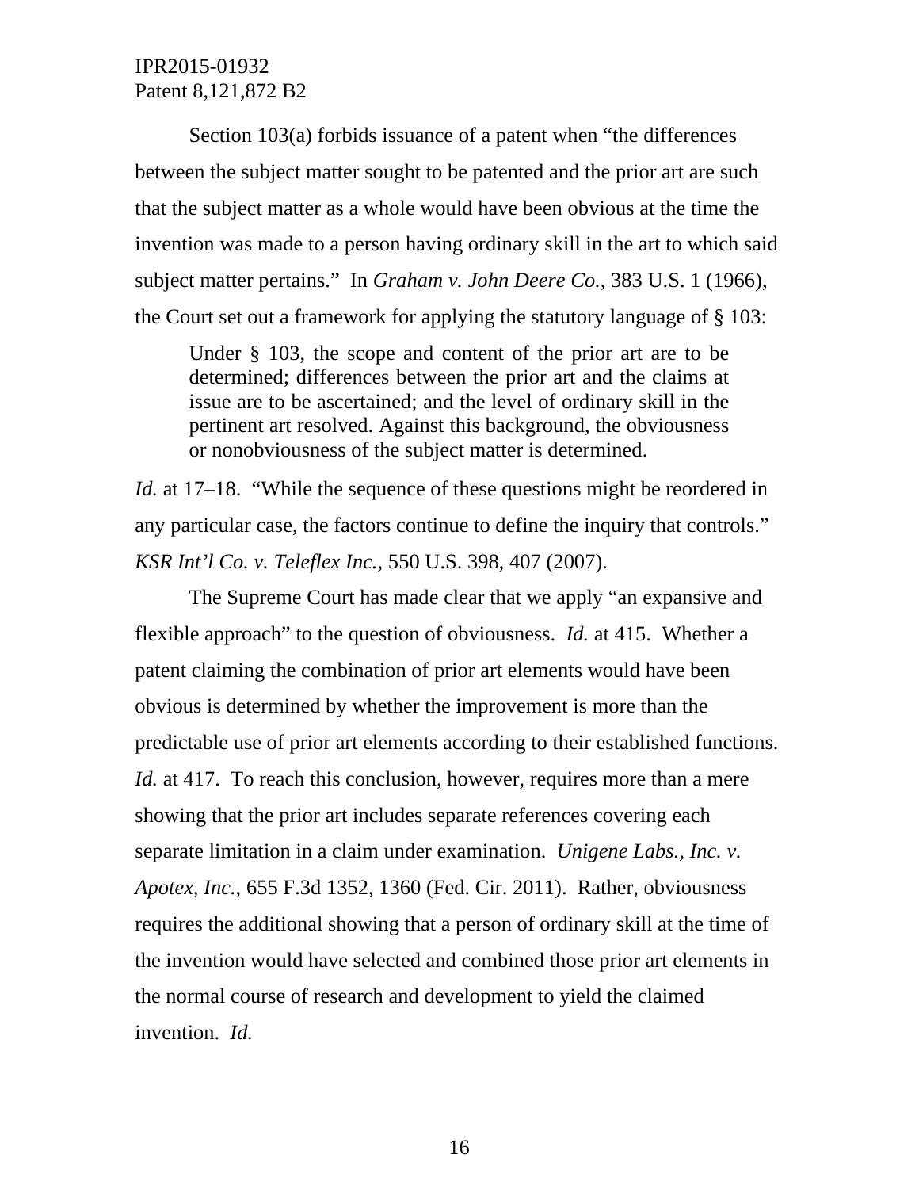Section 103(a) forbids issuance of a patent when "the differences between the subject matter sought to be patented and the prior art are such that the subject matter as a whole would have been obvious at the time the invention was made to a person having ordinary skill in the art to which said subject matter pertains." In *Graham v. John Deere Co.*, 383 U.S. 1 (1966), the Court set out a framework for applying the statutory language of § 103:

> Under § 103, the scope and content of the prior art are to be determined; differences between the prior art and the claims at issue are to be ascertained; and the level of ordinary skill in the pertinent art resolved. Against this background, the obviousness or nonobviousness of the subject matter is determined.

*Id.* at 17–18. "While the sequence of these questions might be reordered in any particular case, the factors continue to define the inquiry that controls." *KSR Int'l Co. v. Teleflex Inc.*, 550 U.S. 398, 407 (2007).

The Supreme Court has made clear that we apply "an expansive and flexible approach" to the question of obviousness. *Id.* at 415. Whether a patent claiming the combination of prior art elements would have been obvious is determined by whether the improvement is more than the predictable use of prior art elements according to their established functions. *Id.* at 417. To reach this conclusion, however, requires more than a mere showing that the prior art includes separate references covering each separate limitation in a claim under examination. *Unigene Labs., Inc. v. Apotex, Inc.*, 655 F.3d 1352, 1360 (Fed. Cir. 2011). Rather, obviousness requires the additional showing that a person of ordinary skill at the time of the invention would have selected and combined those prior art elements in the normal course of research and development to yield the claimed invention. *Id.*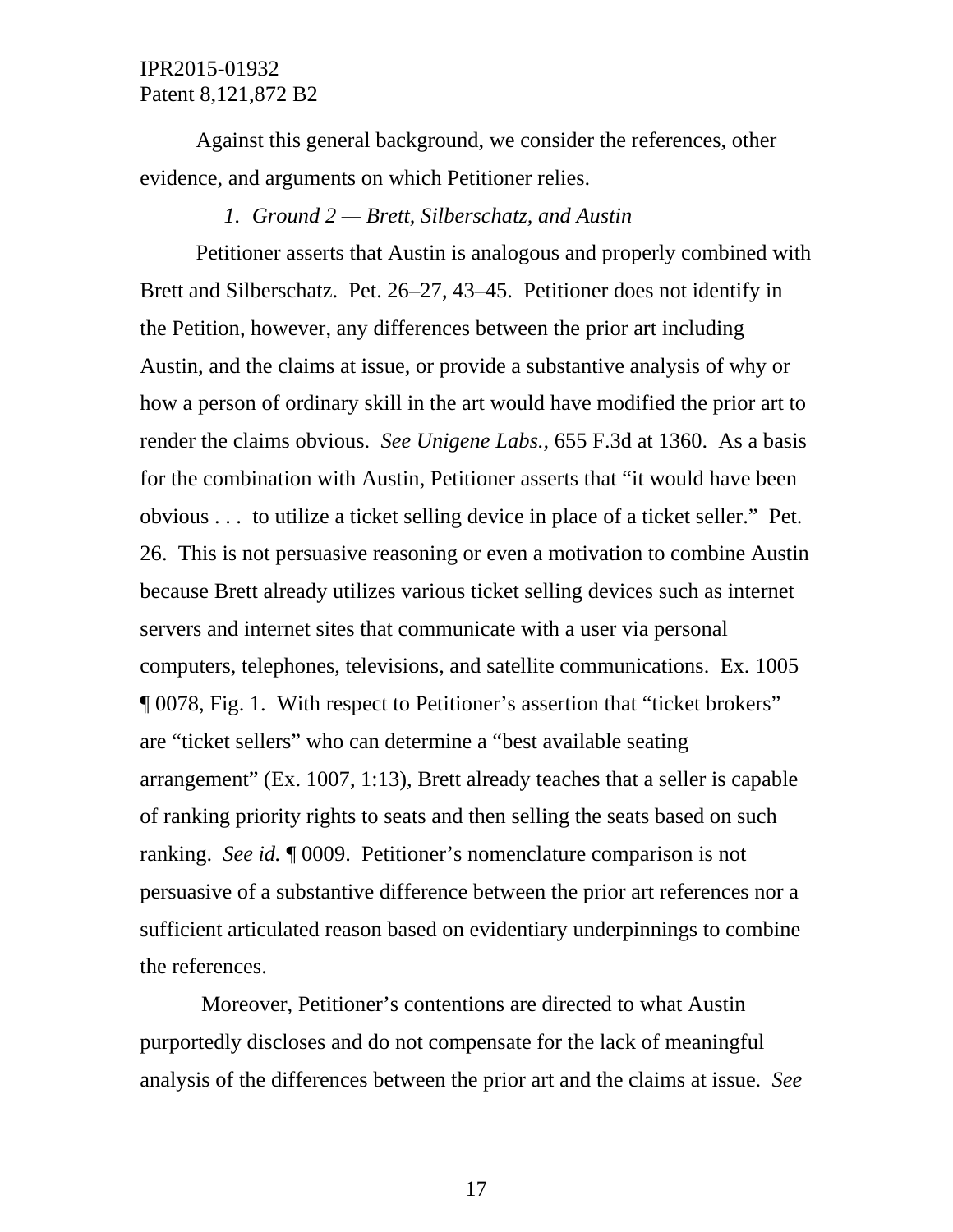Against this general background, we consider the references, other evidence, and arguments on which Petitioner relies.

*1. Ground 2 — Brett, Silberschatz, and Austin*

Petitioner asserts that Austin is analogous and properly combined with Brett and Silberschatz. Pet. 26–27, 43–45. Petitioner does not identify in the Petition, however, any differences between the prior art including Austin, and the claims at issue, or provide a substantive analysis of why or how a person of ordinary skill in the art would have modified the prior art to render the claims obvious. *See Unigene Labs.,* 655 F.3d at 1360. As a basis for the combination with Austin, Petitioner asserts that "it would have been obvious . . . to utilize a ticket selling device in place of a ticket seller." Pet. 26. This is not persuasive reasoning or even a motivation to combine Austin because Brett already utilizes various ticket selling devices such as internet servers and internet sites that communicate with a user via personal computers, telephones, televisions, and satellite communications. Ex. 1005 ¶ 0078, Fig. 1. With respect to Petitioner's assertion that "ticket brokers" are "ticket sellers" who can determine a "best available seating arrangement" (Ex. 1007, 1:13), Brett already teaches that a seller is capable of ranking priority rights to seats and then selling the seats based on such ranking. *See id.* ¶ 0009. Petitioner's nomenclature comparison is not persuasive of a substantive difference between the prior art references nor a sufficient articulated reason based on evidentiary underpinnings to combine the references.

Moreover, Petitioner's contentions are directed to what Austin purportedly discloses and do not compensate for the lack of meaningful analysis of the differences between the prior art and the claims at issue. *See*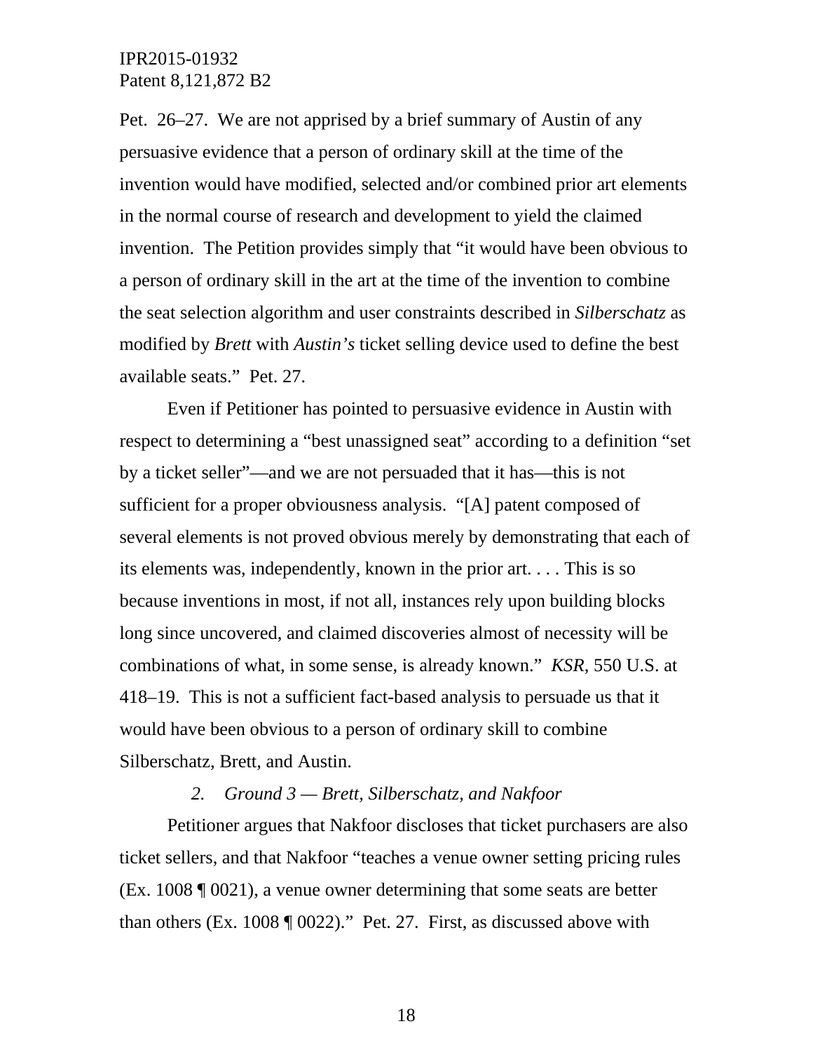Pet. 26–27. We are not apprised by a brief summary of Austin of any persuasive evidence that a person of ordinary skill at the time of the invention would have modified, selected and/or combined prior art elements in the normal course of research and development to yield the claimed invention. The Petition provides simply that "it would have been obvious to a person of ordinary skill in the art at the time of the invention to combine the seat selection algorithm and user constraints described in *Silberschatz* as modified by *Brett* with *Austin's* ticket selling device used to define the best available seats." Pet. 27.

Even if Petitioner has pointed to persuasive evidence in Austin with respect to determining a "best unassigned seat" according to a definition "set by a ticket seller"—and we are not persuaded that it has—this is not sufficient for a proper obviousness analysis. "[A] patent composed of several elements is not proved obvious merely by demonstrating that each of its elements was, independently, known in the prior art. . . . This is so because inventions in most, if not all, instances rely upon building blocks long since uncovered, and claimed discoveries almost of necessity will be combinations of what, in some sense, is already known." *KSR*, 550 U.S. at 418–19. This is not a sufficient fact-based analysis to persuade us that it would have been obvious to a person of ordinary skill to combine Silberschatz, Brett, and Austin.

*2. Ground 3 — Brett, Silberschatz, and Nakfoor*

Petitioner argues that Nakfoor discloses that ticket purchasers are also ticket sellers, and that Nakfoor "teaches a venue owner setting pricing rules (Ex. 1008 ¶ 0021), a venue owner determining that some seats are better than others (Ex. 1008 ¶ 0022)." Pet. 27. First, as discussed above with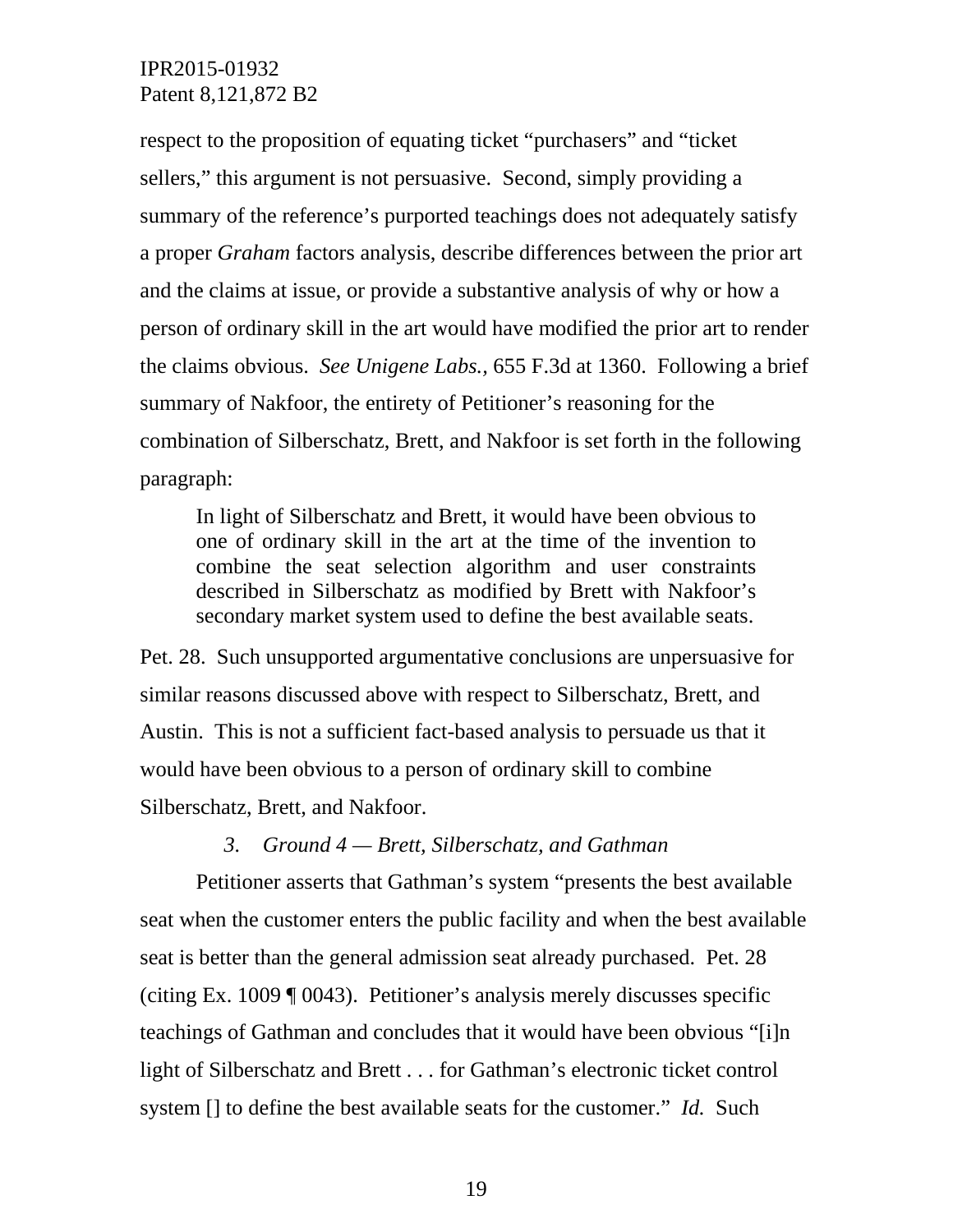respect to the proposition of equating ticket "purchasers" and "ticket sellers," this argument is not persuasive. Second, simply providing a summary of the reference's purported teachings does not adequately satisfy a proper *Graham* factors analysis, describe differences between the prior art and the claims at issue, or provide a substantive analysis of why or how a person of ordinary skill in the art would have modified the prior art to render the claims obvious. *See Unigene Labs.*, 655 F.3d at 1360. Following a brief summary of Nakfoor, the entirety of Petitioner's reasoning for the combination of Silberschatz, Brett, and Nakfoor is set forth in the following paragraph:

> In light of Silberschatz and Brett, it would have been obvious to one of ordinary skill in the art at the time of the invention to combine the seat selection algorithm and user constraints described in Silberschatz as modified by Brett with Nakfoor's secondary market system used to define the best available seats.

Pet. 28. Such unsupported argumentative conclusions are unpersuasive for similar reasons discussed above with respect to Silberschatz, Brett, and Austin. This is not a sufficient fact-based analysis to persuade us that it would have been obvious to a person of ordinary skill to combine Silberschatz, Brett, and Nakfoor.

### *3. Ground 4 — Brett, Silberschatz, and Gathman*

Petitioner asserts that Gathman's system "presents the best available seat when the customer enters the public facility and when the best available seat is better than the general admission seat already purchased. Pet. 28 (citing Ex. 1009 ¶ 0043). Petitioner's analysis merely discusses specific teachings of Gathman and concludes that it would have been obvious "[i]n light of Silberschatz and Brett . . . for Gathman's electronic ticket control system [] to define the best available seats for the customer." *Id.* Such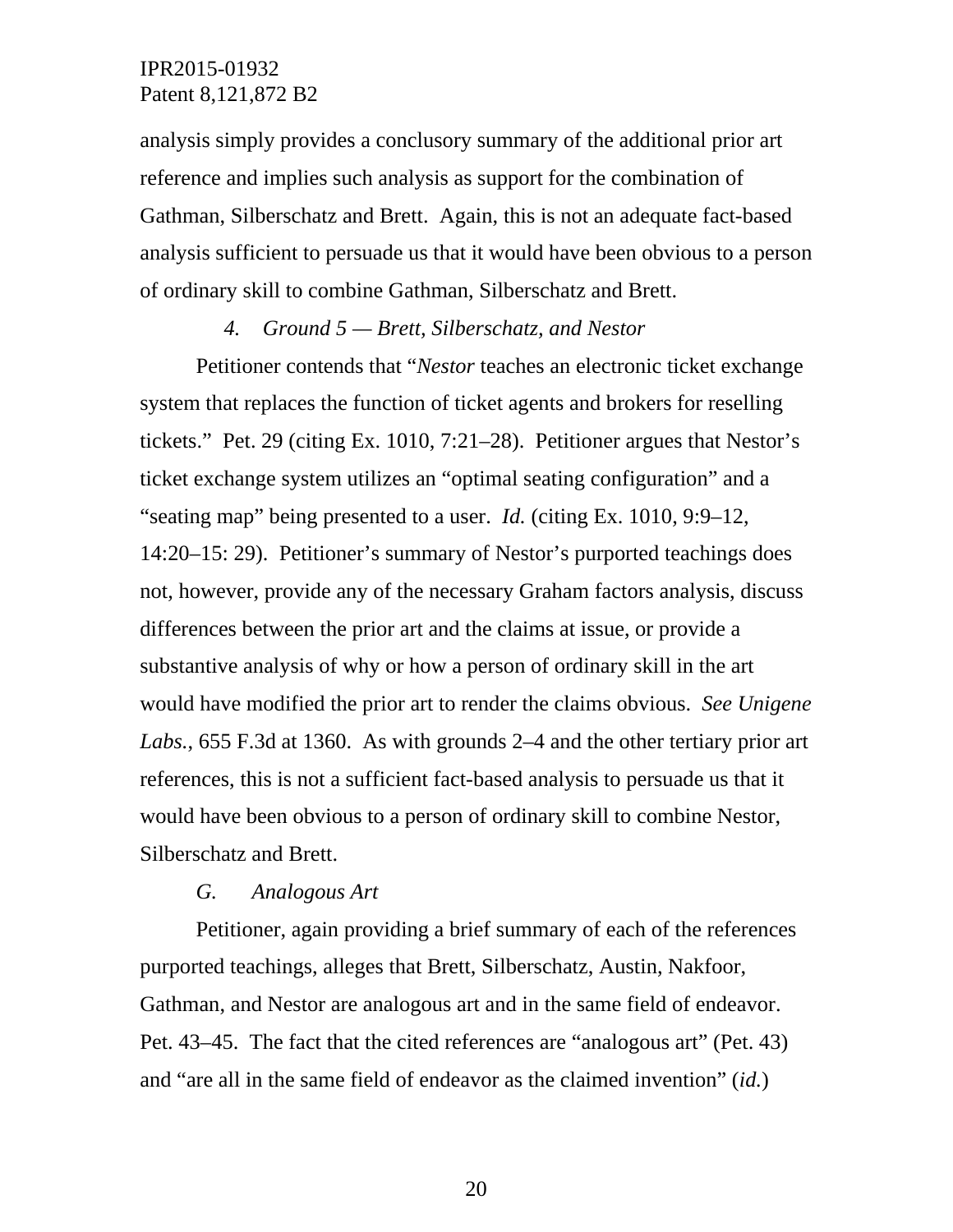analysis simply provides a conclusory summary of the additional prior art reference and implies such analysis as support for the combination of Gathman, Silberschatz and Brett. Again, this is not an adequate fact-based analysis sufficient to persuade us that it would have been obvious to a person of ordinary skill to combine Gathman, Silberschatz and Brett.

#### *4. Ground 5 — Brett, Silberschatz, and Nestor*

Petitioner contends that "*Nestor* teaches an electronic ticket exchange system that replaces the function of ticket agents and brokers for reselling tickets." Pet. 29 (citing Ex. 1010, 7:21–28). Petitioner argues that Nestor's ticket exchange system utilizes an "optimal seating configuration" and a "seating map" being presented to a user. *Id.* (citing Ex. 1010, 9:9–12, 14:20–15: 29). Petitioner's summary of Nestor's purported teachings does not, however, provide any of the necessary Graham factors analysis, discuss differences between the prior art and the claims at issue, or provide a substantive analysis of why or how a person of ordinary skill in the art would have modified the prior art to render the claims obvious. *See Unigene Labs.*, 655 F.3d at 1360. As with grounds 2–4 and the other tertiary prior art references, this is not a sufficient fact-based analysis to persuade us that it would have been obvious to a person of ordinary skill to combine Nestor, Silberschatz and Brett.

### *G. Analogous Art*

Petitioner, again providing a brief summary of each of the references purported teachings, alleges that Brett, Silberschatz, Austin, Nakfoor, Gathman, and Nestor are analogous art and in the same field of endeavor. Pet. 43–45. The fact that the cited references are "analogous art" (Pet. 43) and "are all in the same field of endeavor as the claimed invention" (*id.*)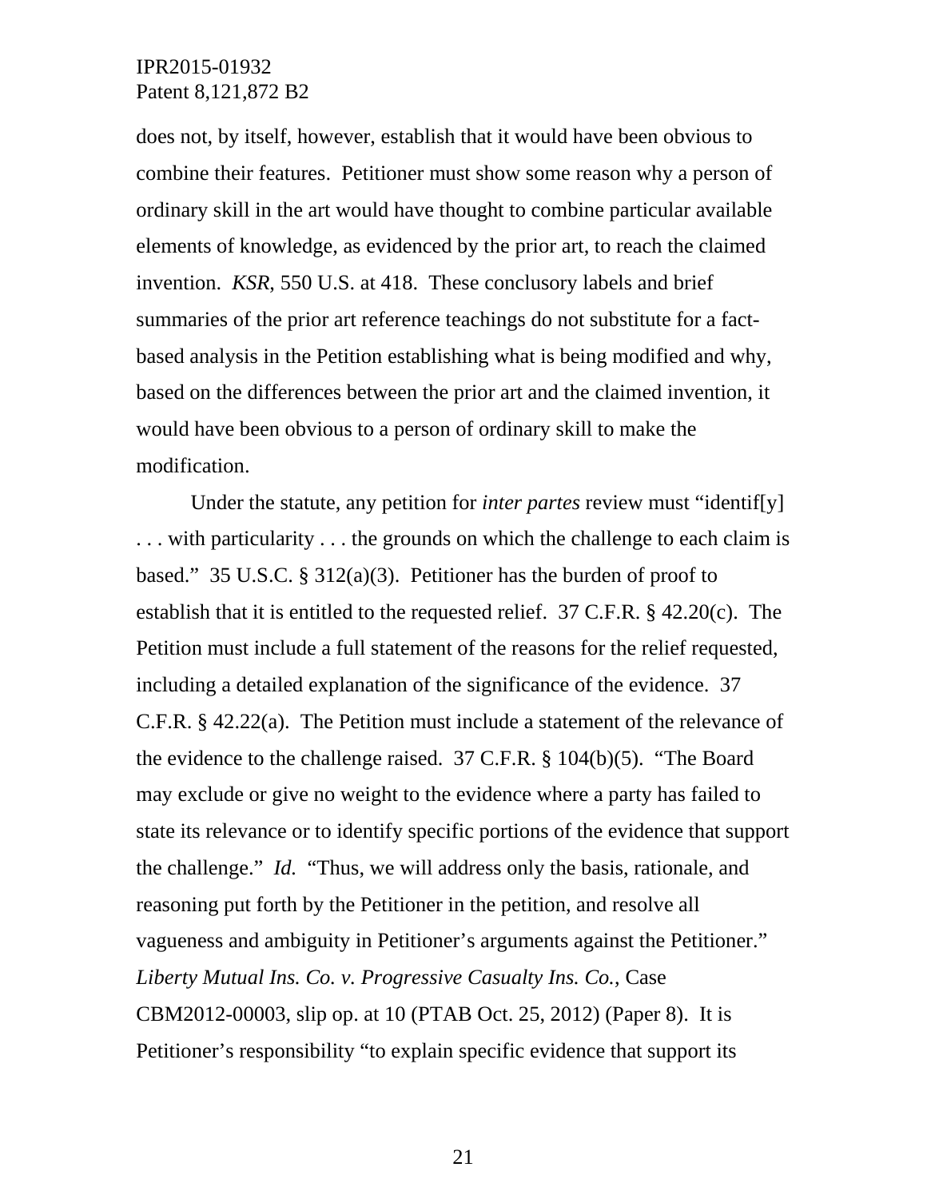does not, by itself, however, establish that it would have been obvious to combine their features. Petitioner must show some reason why a person of ordinary skill in the art would have thought to combine particular available elements of knowledge, as evidenced by the prior art, to reach the claimed invention. *KSR*, 550 U.S. at 418. These conclusory labels and brief summaries of the prior art reference teachings do not substitute for a fact-based analysis in the Petition establishing what is being modified and why, based on the differences between the prior art and the claimed invention, it would have been obvious to a person of ordinary skill to make the modification.

Under the statute, any petition for *inter partes* review must "identif[y] . . . with particularity . . . the grounds on which the challenge to each claim is based." 35 U.S.C. § 312(a)(3). Petitioner has the burden of proof to establish that it is entitled to the requested relief. 37 C.F.R. § 42.20(c). The Petition must include a full statement of the reasons for the relief requested, including a detailed explanation of the significance of the evidence. 37 C.F.R. § 42.22(a). The Petition must include a statement of the relevance of the evidence to the challenge raised. 37 C.F.R. § 104(b)(5). "The Board may exclude or give no weight to the evidence where a party has failed to state its relevance or to identify specific portions of the evidence that support the challenge." *Id.* "Thus, we will address only the basis, rationale, and reasoning put forth by the Petitioner in the petition, and resolve all vagueness and ambiguity in Petitioner's arguments against the Petitioner." *Liberty Mutual Ins. Co. v. Progressive Casualty Ins. Co.*, Case CBM2012-00003, slip op. at 10 (PTAB Oct. 25, 2012) (Paper 8). It is Petitioner's responsibility "to explain specific evidence that support its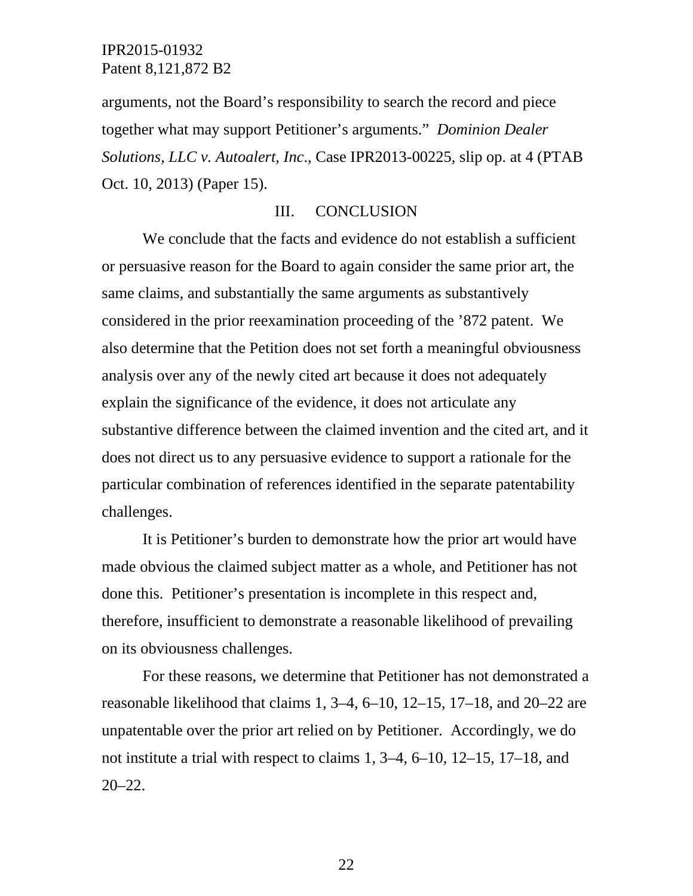arguments, not the Board's responsibility to search the record and piece together what may support Petitioner's arguments." *Dominion Dealer Solutions, LLC v. Autoalert, Inc*., Case IPR2013-00225, slip op. at 4 (PTAB Oct. 10, 2013) (Paper 15).

## III. CONCLUSION

We conclude that the facts and evidence do not establish a sufficient or persuasive reason for the Board to again consider the same prior art, the same claims, and substantially the same arguments as substantively considered in the prior reexamination proceeding of the '872 patent. We also determine that the Petition does not set forth a meaningful obviousness analysis over any of the newly cited art because it does not adequately explain the significance of the evidence, it does not articulate any substantive difference between the claimed invention and the cited art, and it does not direct us to any persuasive evidence to support a rationale for the particular combination of references identified in the separate patentability challenges.

It is Petitioner's burden to demonstrate how the prior art would have made obvious the claimed subject matter as a whole, and Petitioner has not done this. Petitioner's presentation is incomplete in this respect and, therefore, insufficient to demonstrate a reasonable likelihood of prevailing on its obviousness challenges.

For these reasons, we determine that Petitioner has not demonstrated a reasonable likelihood that claims 1, 3–4, 6–10, 12–15, 17–18, and 20–22 are unpatentable over the prior art relied on by Petitioner. Accordingly, we do not institute a trial with respect to claims 1, 3–4, 6–10, 12–15, 17–18, and 20–22.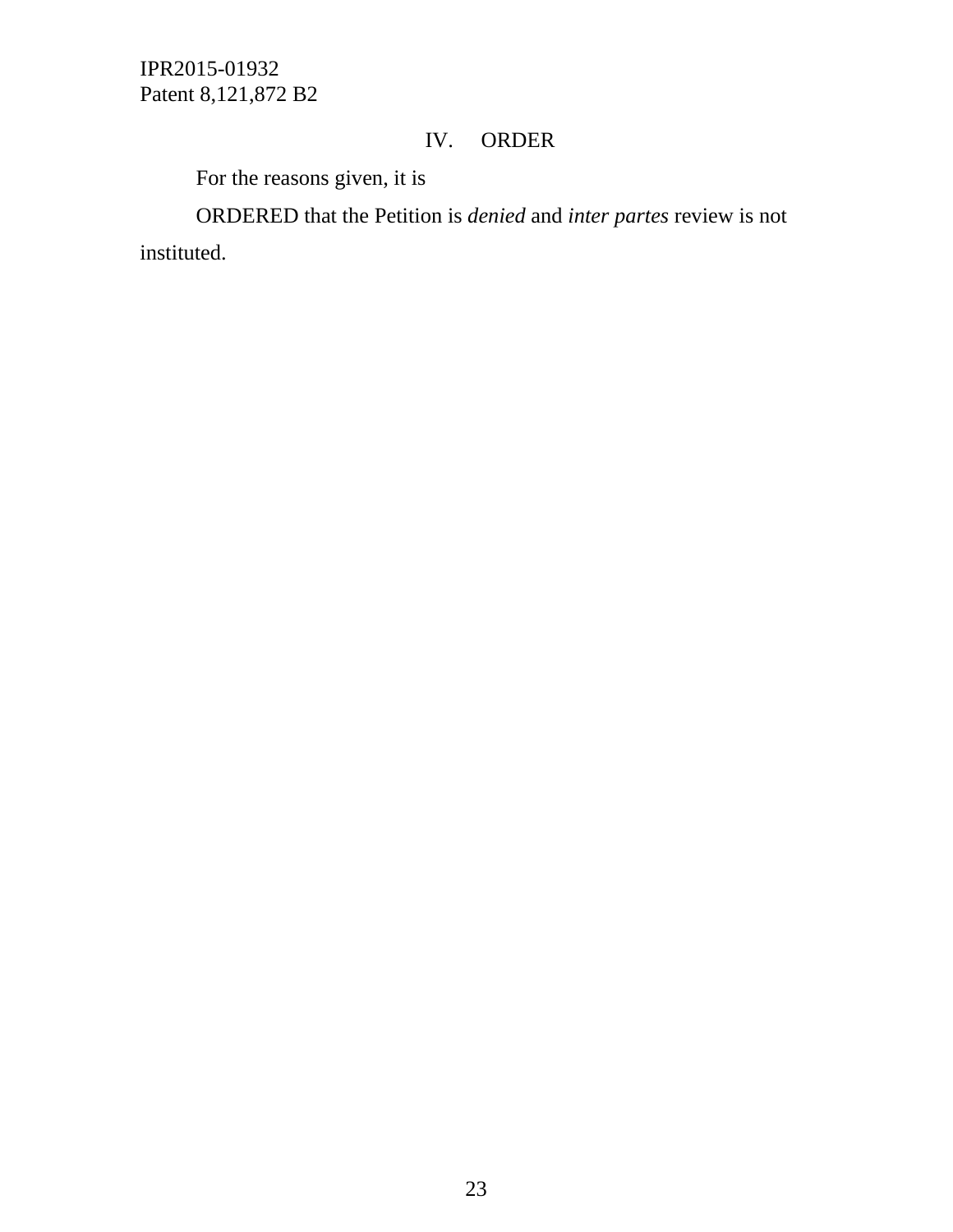## IV. ORDER

For the reasons given, it is

ORDERED that the Petition is *denied* and *inter partes* review is not instituted.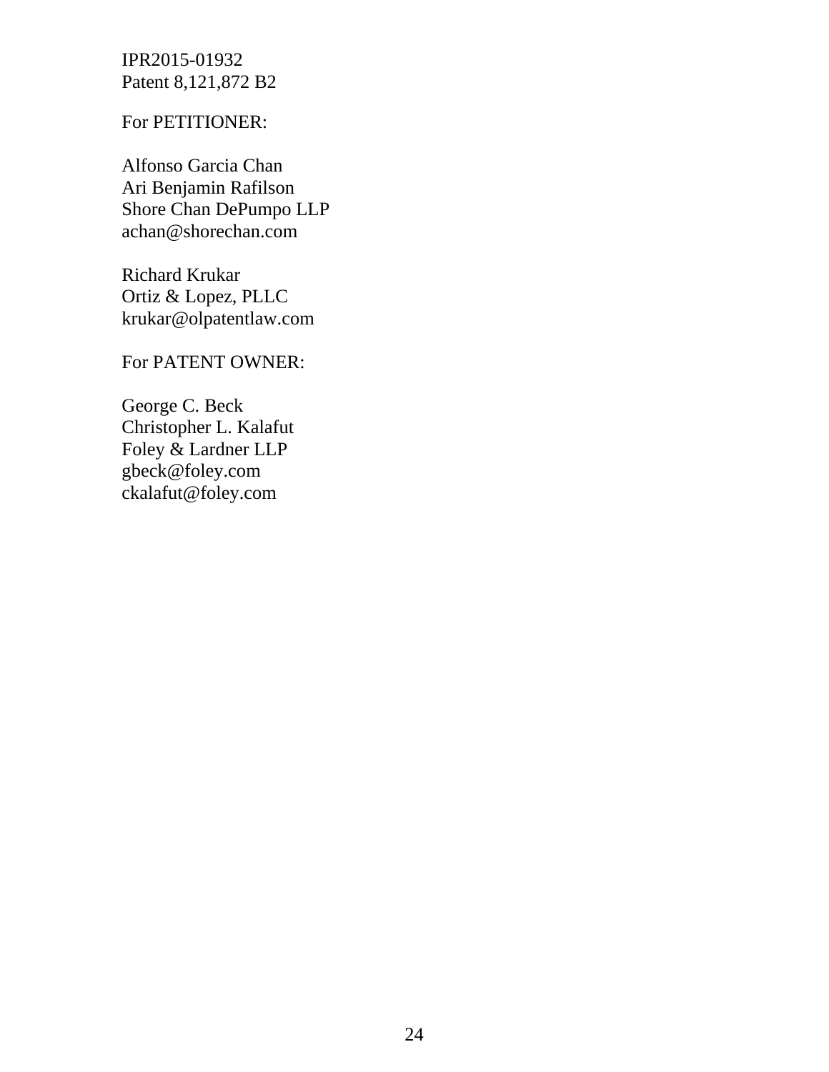For PETITIONER:

Alfonso Garcia Chan
Ari Benjamin Rafilson
Shore Chan DePumpo LLP
achan@shorechan.com

Richard Krukar
Ortiz & Lopez, PLLC
krukar@olpatentlaw.com

For PATENT OWNER:

George C. Beck
Christopher L. Kalafut
Foley & Lardner LLP
gbeck@foley.com
ckalafut@foley.com